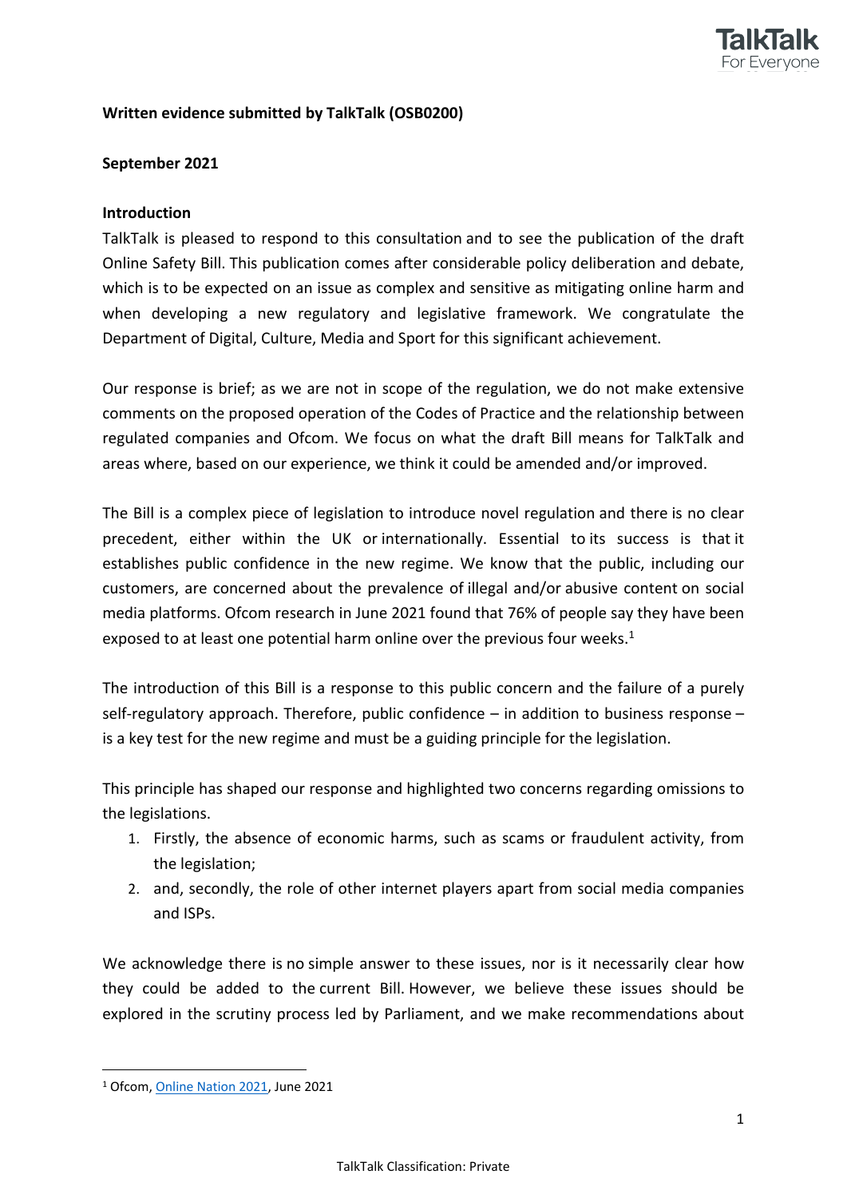**Written evidence submitted by TalkTalk (OSB0200)**

**September 2021**

**Introduction**

TalkTalk is pleased to respond to this consultation and to see the publication of the draft Online Safety Bill. This publication comes after considerable policy deliberation and debate, which is to be expected on an issue as complex and sensitive as mitigating online harm and when developing a new regulatory and legislative framework. We congratulate the Department of Digital, Culture, Media and Sport for this significant achievement.

Our response is brief; as we are not in scope of the regulation, we do not make extensive comments on the proposed operation of the Codes of Practice and the relationship between regulated companies and Ofcom. We focus on what the draft Bill means for TalkTalk and areas where, based on our experience, we think it could be amended and/or improved.

The Bill is a complex piece of legislation to introduce novel regulation and there is no clear precedent, either within the UK or internationally. Essential to its success is that it establishes public confidence in the new regime. We know that the public, including our customers, are concerned about the prevalence of illegal and/or abusive content on social media platforms. Ofcom research in June 2021 found that 76% of people say they have been exposed to at least one potential harm online over the previous four weeks.[1]

The introduction of this Bill is a response to this public concern and the failure of a purely self-regulatory approach. Therefore, public confidence – in addition to business response – is a key test for the new regime and must be a guiding principle for the legislation.

This principle has shaped our response and highlighted two concerns regarding omissions to the legislations.

1. Firstly, the absence of economic harms, such as scams or fraudulent activity, from the legislation;
2. and, secondly, the role of other internet players apart from social media companies and ISPs.

We acknowledge there is no simple answer to these issues, nor is it necessarily clear how they could be added to the current Bill. However, we believe these issues should be explored in the scrutiny process led by Parliament, and we make recommendations about

[1] Ofcom, Online Nation 2021, June 2021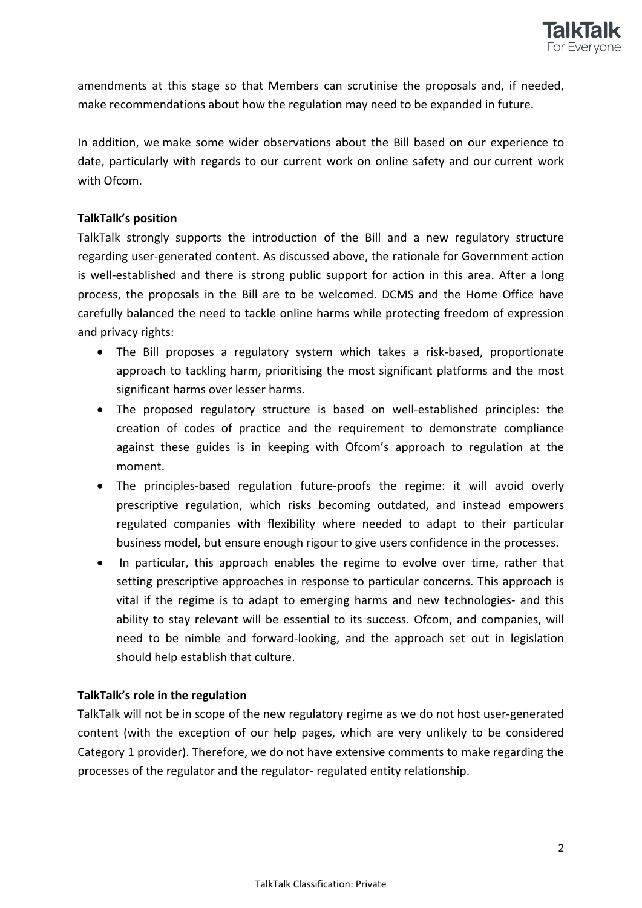amendments at this stage so that Members can scrutinise the proposals and, if needed, make recommendations about how the regulation may need to be expanded in future.

In addition, we make some wider observations about the Bill based on our experience to date, particularly with regards to our current work on online safety and our current work with Ofcom.

**TalkTalk's position**

TalkTalk strongly supports the introduction of the Bill and a new regulatory structure regarding user-generated content. As discussed above, the rationale for Government action is well-established and there is strong public support for action in this area. After a long process, the proposals in the Bill are to be welcomed. DCMS and the Home Office have carefully balanced the need to tackle online harms while protecting freedom of expression and privacy rights:

- The Bill proposes a regulatory system which takes a risk-based, proportionate approach to tackling harm, prioritising the most significant platforms and the most significant harms over lesser harms.
- The proposed regulatory structure is based on well-established principles: the creation of codes of practice and the requirement to demonstrate compliance against these guides is in keeping with Ofcom's approach to regulation at the moment.
- The principles-based regulation future-proofs the regime: it will avoid overly prescriptive regulation, which risks becoming outdated, and instead empowers regulated companies with flexibility where needed to adapt to their particular business model, but ensure enough rigour to give users confidence in the processes.
- In particular, this approach enables the regime to evolve over time, rather that setting prescriptive approaches in response to particular concerns. This approach is vital if the regime is to adapt to emerging harms and new technologies- and this ability to stay relevant will be essential to its success. Ofcom, and companies, will need to be nimble and forward-looking, and the approach set out in legislation should help establish that culture.

**TalkTalk's role in the regulation**

TalkTalk will not be in scope of the new regulatory regime as we do not host user-generated content (with the exception of our help pages, which are very unlikely to be considered Category 1 provider). Therefore, we do not have extensive comments to make regarding the processes of the regulator and the regulator- regulated entity relationship.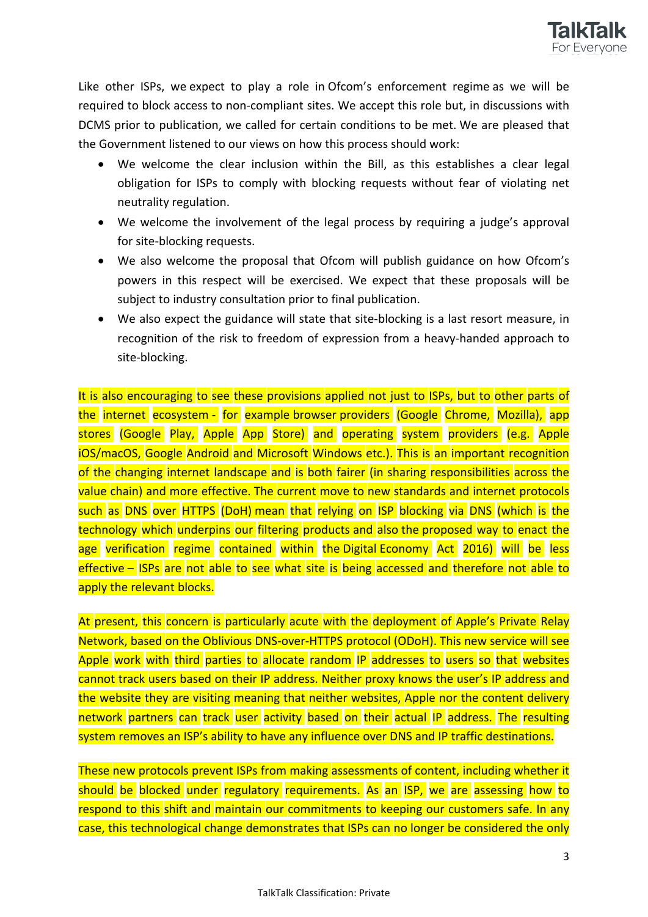Like other ISPs, we expect to play a role in Ofcom's enforcement regime as we will be required to block access to non-compliant sites. We accept this role but, in discussions with DCMS prior to publication, we called for certain conditions to be met. We are pleased that the Government listened to our views on how this process should work:

- We welcome the clear inclusion within the Bill, as this establishes a clear legal obligation for ISPs to comply with blocking requests without fear of violating net neutrality regulation.
- We welcome the involvement of the legal process by requiring a judge's approval for site-blocking requests.
- We also welcome the proposal that Ofcom will publish guidance on how Ofcom's powers in this respect will be exercised. We expect that these proposals will be subject to industry consultation prior to final publication.
- We also expect the guidance will state that site-blocking is a last resort measure, in recognition of the risk to freedom of expression from a heavy-handed approach to site-blocking.

It is also encouraging to see these provisions applied not just to ISPs, but to other parts of the internet ecosystem - for example browser providers (Google Chrome, Mozilla), app stores (Google Play, Apple App Store) and operating system providers (e.g. Apple iOS/macOS, Google Android and Microsoft Windows etc.). This is an important recognition of the changing internet landscape and is both fairer (in sharing responsibilities across the value chain) and more effective. The current move to new standards and internet protocols such as DNS over HTTPS (DoH) mean that relying on ISP blocking via DNS (which is the technology which underpins our filtering products and also the proposed way to enact the age verification regime contained within the Digital Economy Act 2016) will be less effective – ISPs are not able to see what site is being accessed and therefore not able to apply the relevant blocks.

At present, this concern is particularly acute with the deployment of Apple's Private Relay Network, based on the Oblivious DNS-over-HTTPS protocol (ODoH). This new service will see Apple work with third parties to allocate random IP addresses to users so that websites cannot track users based on their IP address. Neither proxy knows the user's IP address and the website they are visiting meaning that neither websites, Apple nor the content delivery network partners can track user activity based on their actual IP address. The resulting system removes an ISP's ability to have any influence over DNS and IP traffic destinations.

These new protocols prevent ISPs from making assessments of content, including whether it should be blocked under regulatory requirements. As an ISP, we are assessing how to respond to this shift and maintain our commitments to keeping our customers safe. In any case, this technological change demonstrates that ISPs can no longer be considered the only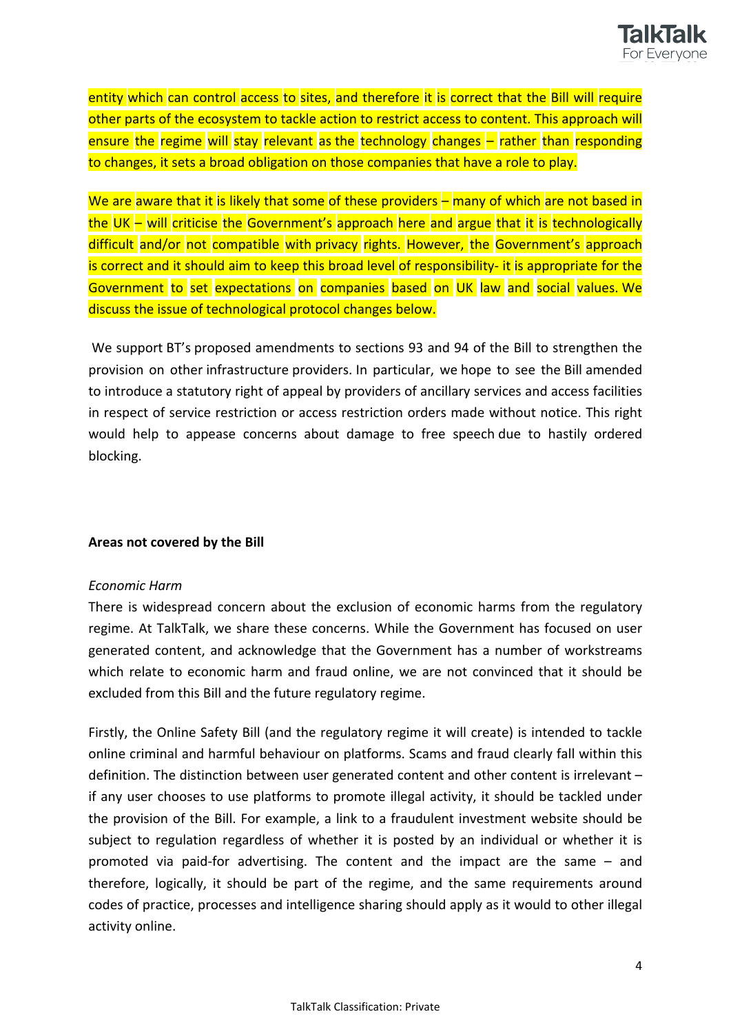entity which can control access to sites, and therefore it is correct that the Bill will require other parts of the ecosystem to tackle action to restrict access to content. This approach will ensure the regime will stay relevant as the technology changes – rather than responding to changes, it sets a broad obligation on those companies that have a role to play.

We are aware that it is likely that some of these providers – many of which are not based in the UK – will criticise the Government's approach here and argue that it is technologically difficult and/or not compatible with privacy rights. However, the Government's approach is correct and it should aim to keep this broad level of responsibility- it is appropriate for the Government to set expectations on companies based on UK law and social values. We discuss the issue of technological protocol changes below.

We support BT's proposed amendments to sections 93 and 94 of the Bill to strengthen the provision on other infrastructure providers. In particular, we hope to see the Bill amended to introduce a statutory right of appeal by providers of ancillary services and access facilities in respect of service restriction or access restriction orders made without notice. This right would help to appease concerns about damage to free speech due to hastily ordered blocking.

**Areas not covered by the Bill**

*Economic Harm*

There is widespread concern about the exclusion of economic harms from the regulatory regime. At TalkTalk, we share these concerns. While the Government has focused on user generated content, and acknowledge that the Government has a number of workstreams which relate to economic harm and fraud online, we are not convinced that it should be excluded from this Bill and the future regulatory regime.

Firstly, the Online Safety Bill (and the regulatory regime it will create) is intended to tackle online criminal and harmful behaviour on platforms. Scams and fraud clearly fall within this definition. The distinction between user generated content and other content is irrelevant – if any user chooses to use platforms to promote illegal activity, it should be tackled under the provision of the Bill. For example, a link to a fraudulent investment website should be subject to regulation regardless of whether it is posted by an individual or whether it is promoted via paid-for advertising. The content and the impact are the same – and therefore, logically, it should be part of the regime, and the same requirements around codes of practice, processes and intelligence sharing should apply as it would to other illegal activity online.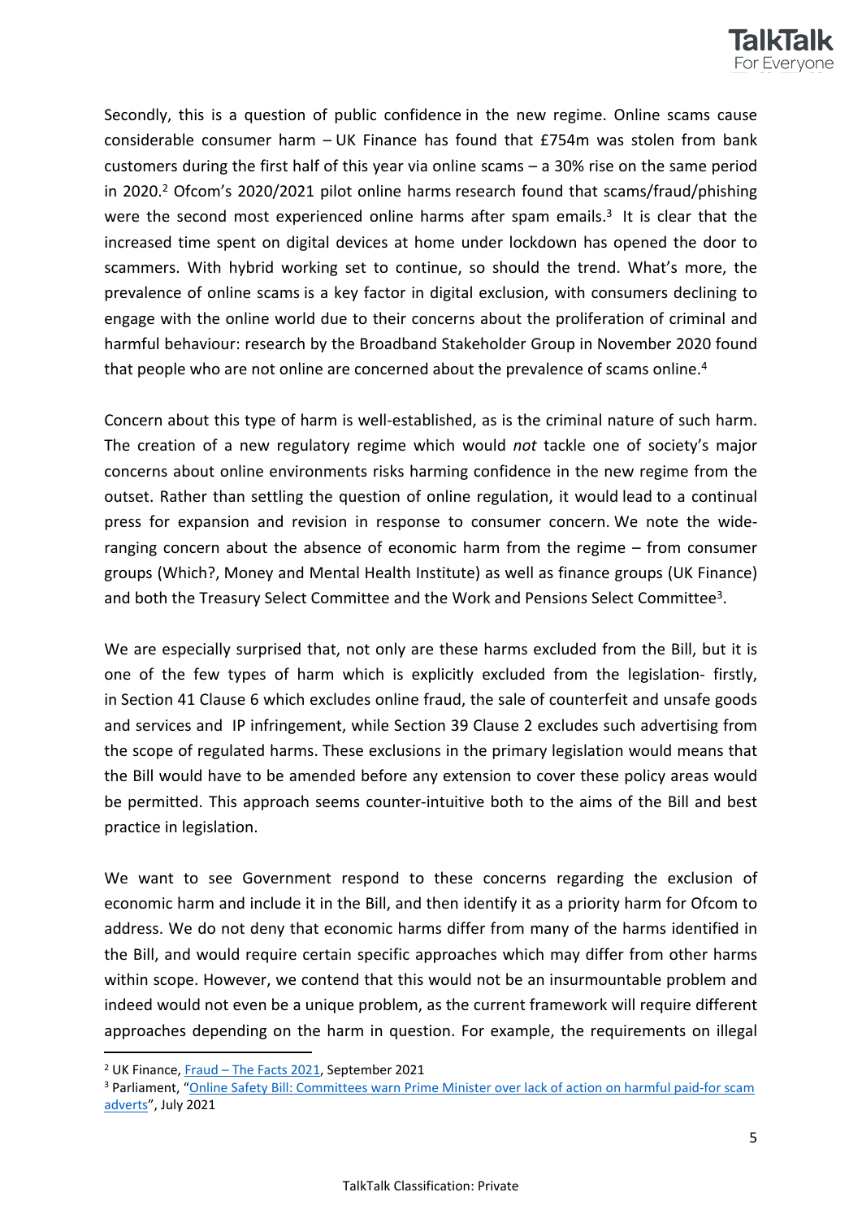Secondly, this is a question of public confidence in the new regime. Online scams cause considerable consumer harm – UK Finance has found that £754m was stolen from bank customers during the first half of this year via online scams – a 30% rise on the same period in 2020.[2] Ofcom's 2020/2021 pilot online harms research found that scams/fraud/phishing were the second most experienced online harms after spam emails.[3] It is clear that the increased time spent on digital devices at home under lockdown has opened the door to scammers. With hybrid working set to continue, so should the trend. What's more, the prevalence of online scams is a key factor in digital exclusion, with consumers declining to engage with the online world due to their concerns about the proliferation of criminal and harmful behaviour: research by the Broadband Stakeholder Group in November 2020 found that people who are not online are concerned about the prevalence of scams online.[4]

Concern about this type of harm is well-established, as is the criminal nature of such harm. The creation of a new regulatory regime which would *not* tackle one of society's major concerns about online environments risks harming confidence in the new regime from the outset. Rather than settling the question of online regulation, it would lead to a continual press for expansion and revision in response to consumer concern. We note the wide-ranging concern about the absence of economic harm from the regime – from consumer groups (Which?, Money and Mental Health Institute) as well as finance groups (UK Finance) and both the Treasury Select Committee and the Work and Pensions Select Committee[3].

We are especially surprised that, not only are these harms excluded from the Bill, but it is one of the few types of harm which is explicitly excluded from the legislation- firstly, in Section 41 Clause 6 which excludes online fraud, the sale of counterfeit and unsafe goods and services and IP infringement, while Section 39 Clause 2 excludes such advertising from the scope of regulated harms. These exclusions in the primary legislation would means that the Bill would have to be amended before any extension to cover these policy areas would be permitted. This approach seems counter-intuitive both to the aims of the Bill and best practice in legislation.

We want to see Government respond to these concerns regarding the exclusion of economic harm and include it in the Bill, and then identify it as a priority harm for Ofcom to address. We do not deny that economic harms differ from many of the harms identified in the Bill, and would require certain specific approaches which may differ from other harms within scope. However, we contend that this would not be an insurmountable problem and indeed would not even be a unique problem, as the current framework will require different approaches depending on the harm in question. For example, the requirements on illegal

---

[2] UK Finance, [Fraud – The Facts 2021](), September 2021

[3] Parliament, "[Online Safety Bill: Committees warn Prime Minister over lack of action on harmful paid-for scam adverts]()", July 2021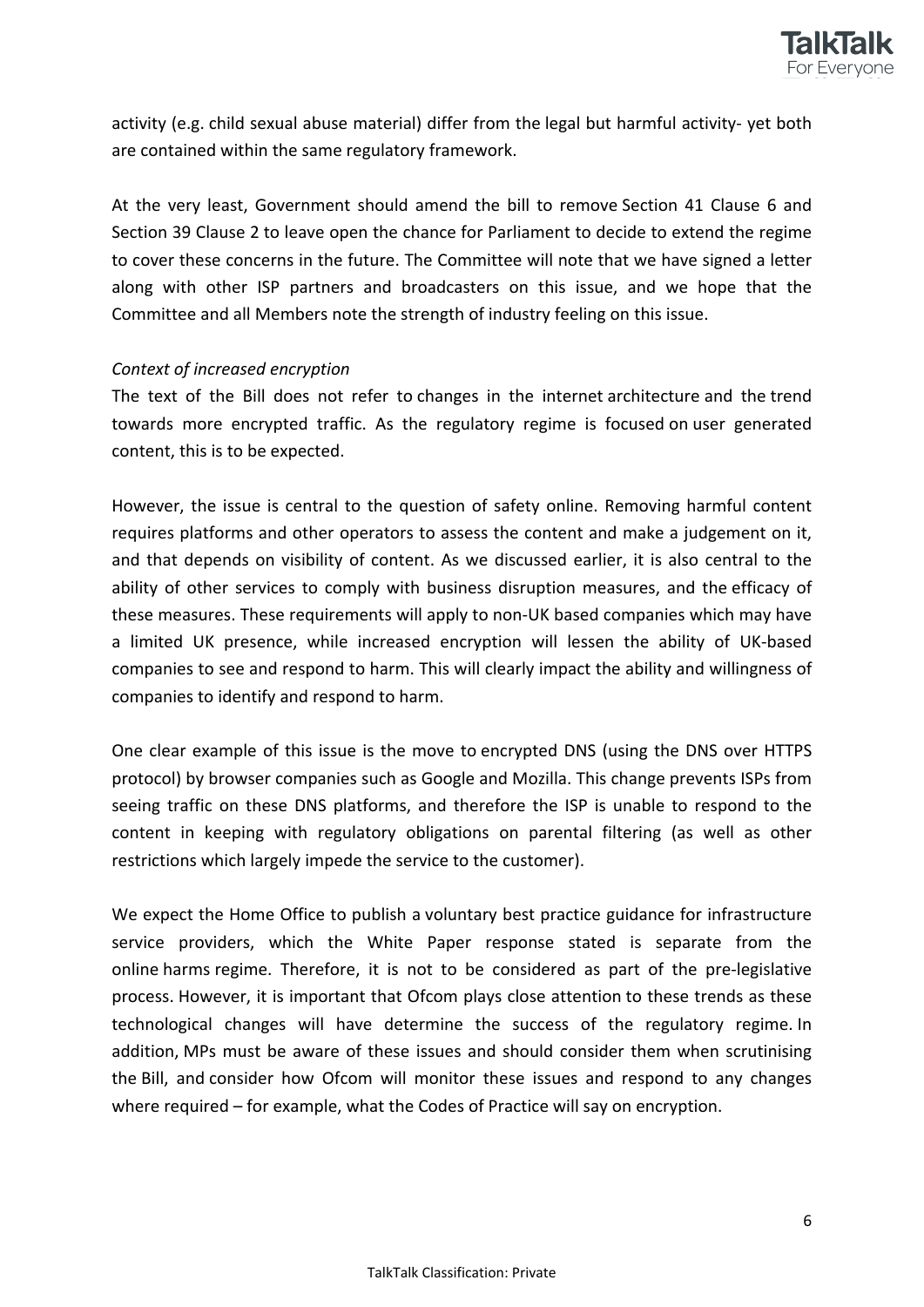activity (e.g. child sexual abuse material) differ from the legal but harmful activity- yet both are contained within the same regulatory framework.

At the very least, Government should amend the bill to remove Section 41 Clause 6 and Section 39 Clause 2 to leave open the chance for Parliament to decide to extend the regime to cover these concerns in the future. The Committee will note that we have signed a letter along with other ISP partners and broadcasters on this issue, and we hope that the Committee and all Members note the strength of industry feeling on this issue.

*Context of increased encryption*

The text of the Bill does not refer to changes in the internet architecture and the trend towards more encrypted traffic. As the regulatory regime is focused on user generated content, this is to be expected.

However, the issue is central to the question of safety online. Removing harmful content requires platforms and other operators to assess the content and make a judgement on it, and that depends on visibility of content. As we discussed earlier, it is also central to the ability of other services to comply with business disruption measures, and the efficacy of these measures. These requirements will apply to non-UK based companies which may have a limited UK presence, while increased encryption will lessen the ability of UK-based companies to see and respond to harm. This will clearly impact the ability and willingness of companies to identify and respond to harm.

One clear example of this issue is the move to encrypted DNS (using the DNS over HTTPS protocol) by browser companies such as Google and Mozilla. This change prevents ISPs from seeing traffic on these DNS platforms, and therefore the ISP is unable to respond to the content in keeping with regulatory obligations on parental filtering (as well as other restrictions which largely impede the service to the customer).

We expect the Home Office to publish a voluntary best practice guidance for infrastructure service providers, which the White Paper response stated is separate from the online harms regime. Therefore, it is not to be considered as part of the pre-legislative process. However, it is important that Ofcom plays close attention to these trends as these technological changes will have determine the success of the regulatory regime. In addition, MPs must be aware of these issues and should consider them when scrutinising the Bill, and consider how Ofcom will monitor these issues and respond to any changes where required – for example, what the Codes of Practice will say on encryption.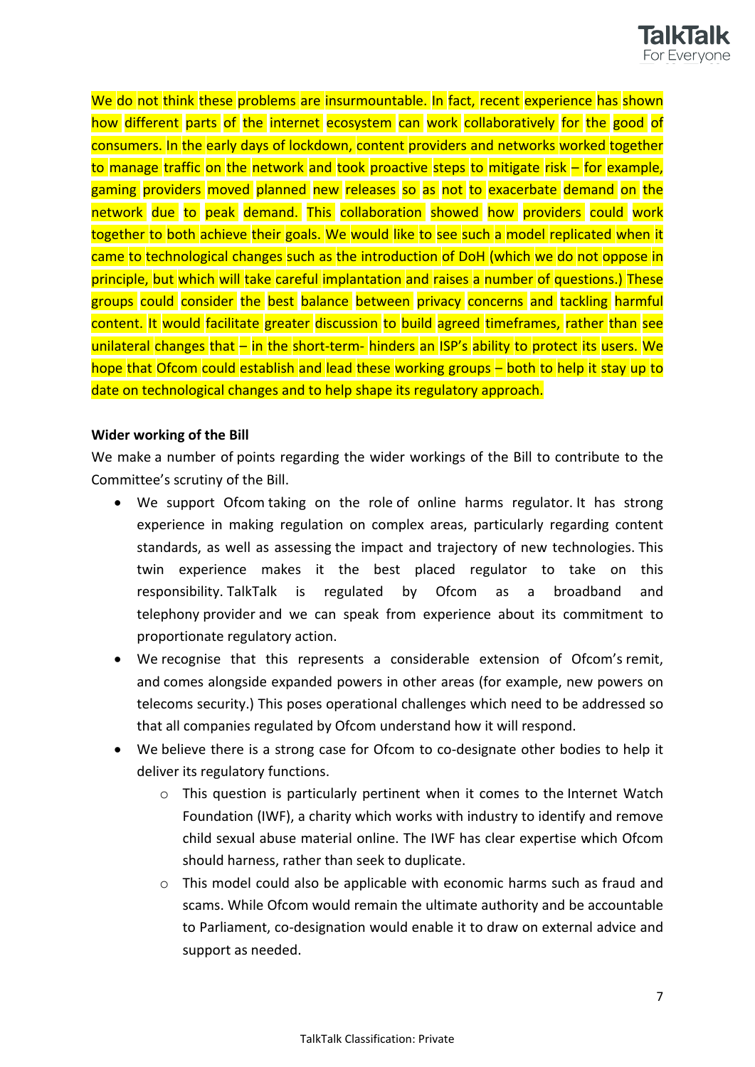We do not think these problems are insurmountable. In fact, recent experience has shown how different parts of the internet ecosystem can work collaboratively for the good of consumers. In the early days of lockdown, content providers and networks worked together to manage traffic on the network and took proactive steps to mitigate risk – for example, gaming providers moved planned new releases so as not to exacerbate demand on the network due to peak demand. This collaboration showed how providers could work together to both achieve their goals. We would like to see such a model replicated when it came to technological changes such as the introduction of DoH (which we do not oppose in principle, but which will take careful implantation and raises a number of questions.) These groups could consider the best balance between privacy concerns and tackling harmful content. It would facilitate greater discussion to build agreed timeframes, rather than see unilateral changes that – in the short-term- hinders an ISP's ability to protect its users. We hope that Ofcom could establish and lead these working groups – both to help it stay up to date on technological changes and to help shape its regulatory approach.

**Wider working of the Bill**

We make a number of points regarding the wider workings of the Bill to contribute to the Committee's scrutiny of the Bill.

- We support Ofcom taking on the role of online harms regulator. It has strong experience in making regulation on complex areas, particularly regarding content standards, as well as assessing the impact and trajectory of new technologies. This twin experience makes it the best placed regulator to take on this responsibility. TalkTalk is regulated by Ofcom as a broadband and telephony provider and we can speak from experience about its commitment to proportionate regulatory action.
- We recognise that this represents a considerable extension of Ofcom's remit, and comes alongside expanded powers in other areas (for example, new powers on telecoms security.) This poses operational challenges which need to be addressed so that all companies regulated by Ofcom understand how it will respond.
- We believe there is a strong case for Ofcom to co-designate other bodies to help it deliver its regulatory functions.
    - This question is particularly pertinent when it comes to the Internet Watch Foundation (IWF), a charity which works with industry to identify and remove child sexual abuse material online. The IWF has clear expertise which Ofcom should harness, rather than seek to duplicate.
    - This model could also be applicable with economic harms such as fraud and scams. While Ofcom would remain the ultimate authority and be accountable to Parliament, co-designation would enable it to draw on external advice and support as needed.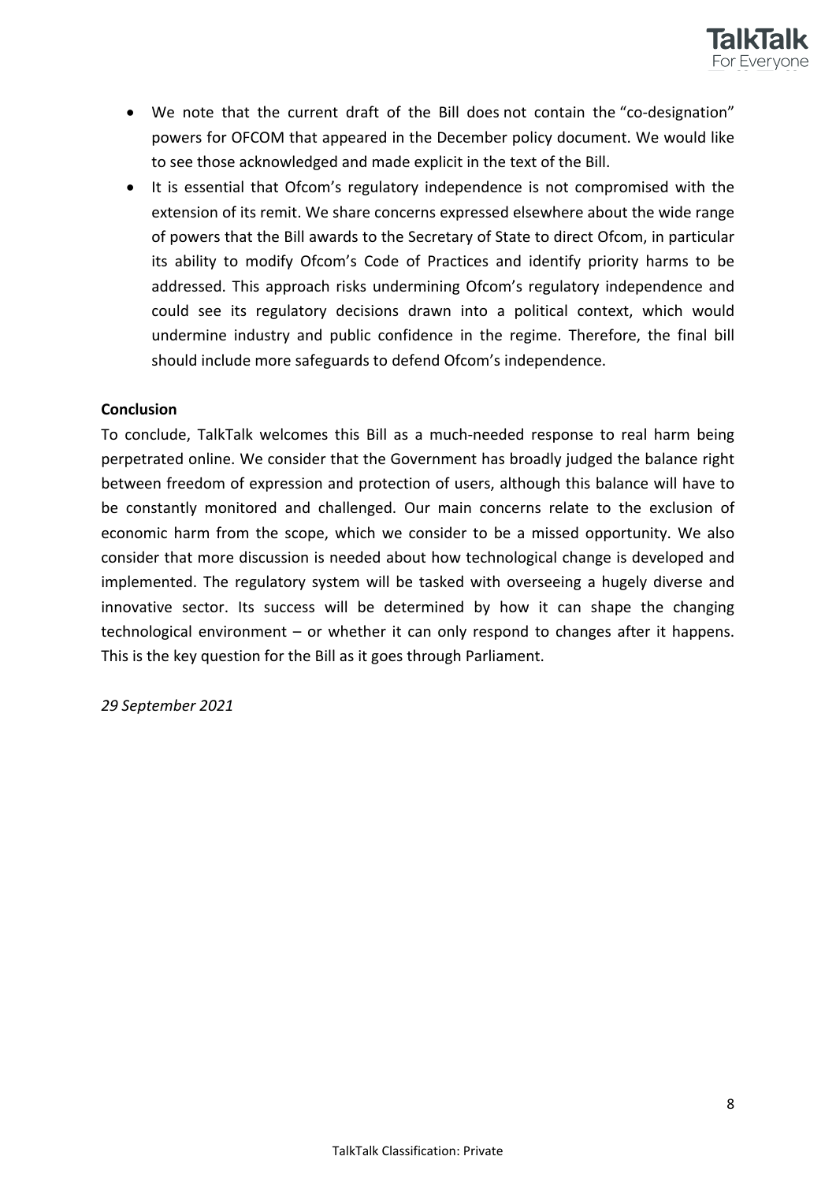- We note that the current draft of the Bill does not contain the "co-designation" powers for OFCOM that appeared in the December policy document. We would like to see those acknowledged and made explicit in the text of the Bill.
- It is essential that Ofcom's regulatory independence is not compromised with the extension of its remit. We share concerns expressed elsewhere about the wide range of powers that the Bill awards to the Secretary of State to direct Ofcom, in particular its ability to modify Ofcom's Code of Practices and identify priority harms to be addressed. This approach risks undermining Ofcom's regulatory independence and could see its regulatory decisions drawn into a political context, which would undermine industry and public confidence in the regime. Therefore, the final bill should include more safeguards to defend Ofcom's independence.

**Conclusion**

To conclude, TalkTalk welcomes this Bill as a much-needed response to real harm being perpetrated online. We consider that the Government has broadly judged the balance right between freedom of expression and protection of users, although this balance will have to be constantly monitored and challenged. Our main concerns relate to the exclusion of economic harm from the scope, which we consider to be a missed opportunity. We also consider that more discussion is needed about how technological change is developed and implemented. The regulatory system will be tasked with overseeing a hugely diverse and innovative sector. Its success will be determined by how it can shape the changing technological environment – or whether it can only respond to changes after it happens. This is the key question for the Bill as it goes through Parliament.

*29 September 2021*